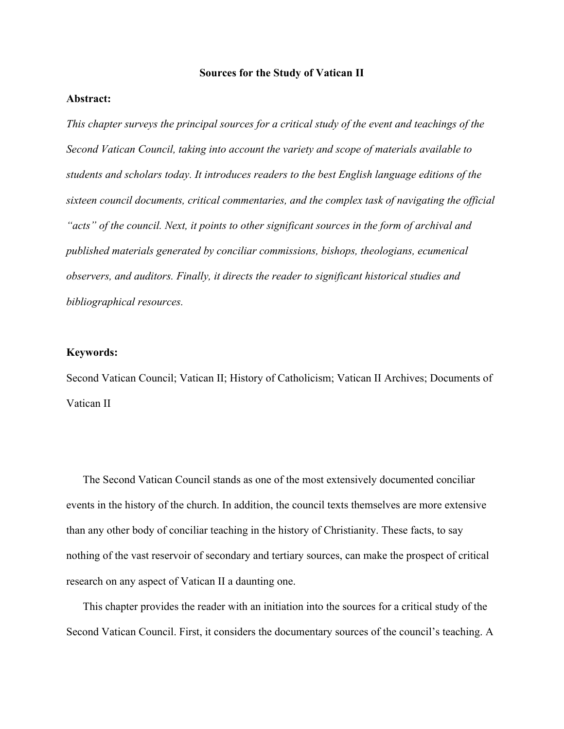# Sources for the Study of Vatican II

**Abstract:**

*This chapter surveys the principal sources for a critical study of the event and teachings of the Second Vatican Council, taking into account the variety and scope of materials available to students and scholars today. It introduces readers to the best English language editions of the sixteen council documents, critical commentaries, and the complex task of navigating the official "acts" of the council. Next, it points to other significant sources in the form of archival and published materials generated by conciliar commissions, bishops, theologians, ecumenical observers, and auditors. Finally, it directs the reader to significant historical studies and bibliographical resources.*

**Keywords:**

Second Vatican Council; Vatican II; History of Catholicism; Vatican II Archives; Documents of Vatican II

The Second Vatican Council stands as one of the most extensively documented conciliar events in the history of the church. In addition, the council texts themselves are more extensive than any other body of conciliar teaching in the history of Christianity. These facts, to say nothing of the vast reservoir of secondary and tertiary sources, can make the prospect of critical research on any aspect of Vatican II a daunting one.

This chapter provides the reader with an initiation into the sources for a critical study of the Second Vatican Council. First, it considers the documentary sources of the council's teaching. A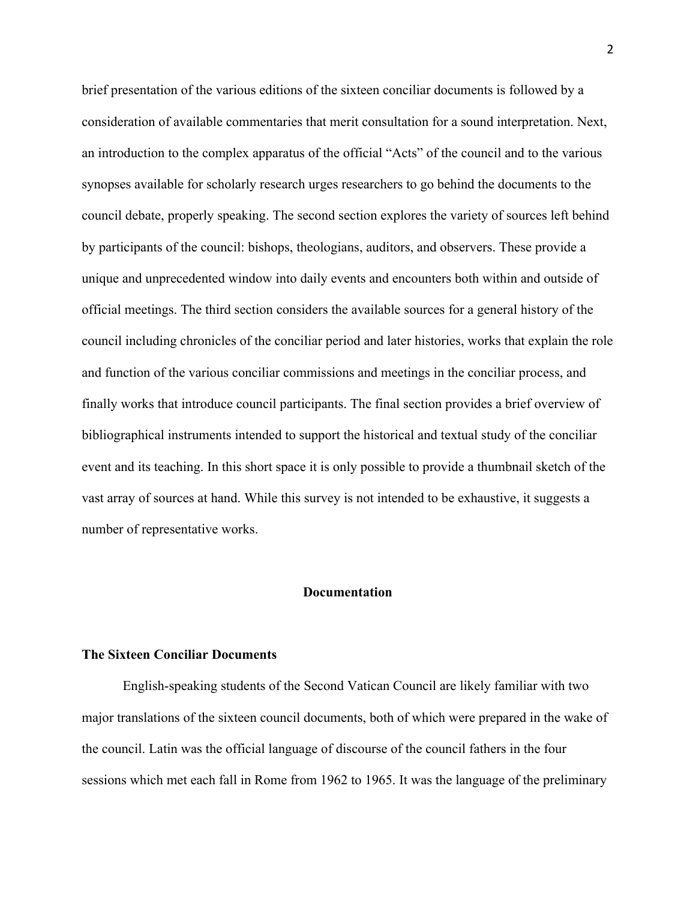brief presentation of the various editions of the sixteen conciliar documents is followed by a consideration of available commentaries that merit consultation for a sound interpretation. Next, an introduction to the complex apparatus of the official "Acts" of the council and to the various synopses available for scholarly research urges researchers to go behind the documents to the council debate, properly speaking. The second section explores the variety of sources left behind by participants of the council: bishops, theologians, auditors, and observers. These provide a unique and unprecedented window into daily events and encounters both within and outside of official meetings. The third section considers the available sources for a general history of the council including chronicles of the conciliar period and later histories, works that explain the role and function of the various conciliar commissions and meetings in the conciliar process, and finally works that introduce council participants. The final section provides a brief overview of bibliographical instruments intended to support the historical and textual study of the conciliar event and its teaching. In this short space it is only possible to provide a thumbnail sketch of the vast array of sources at hand. While this survey is not intended to be exhaustive, it suggests a number of representative works.

## Documentation

### The Sixteen Conciliar Documents

English-speaking students of the Second Vatican Council are likely familiar with two major translations of the sixteen council documents, both of which were prepared in the wake of the council. Latin was the official language of discourse of the council fathers in the four sessions which met each fall in Rome from 1962 to 1965. It was the language of the preliminary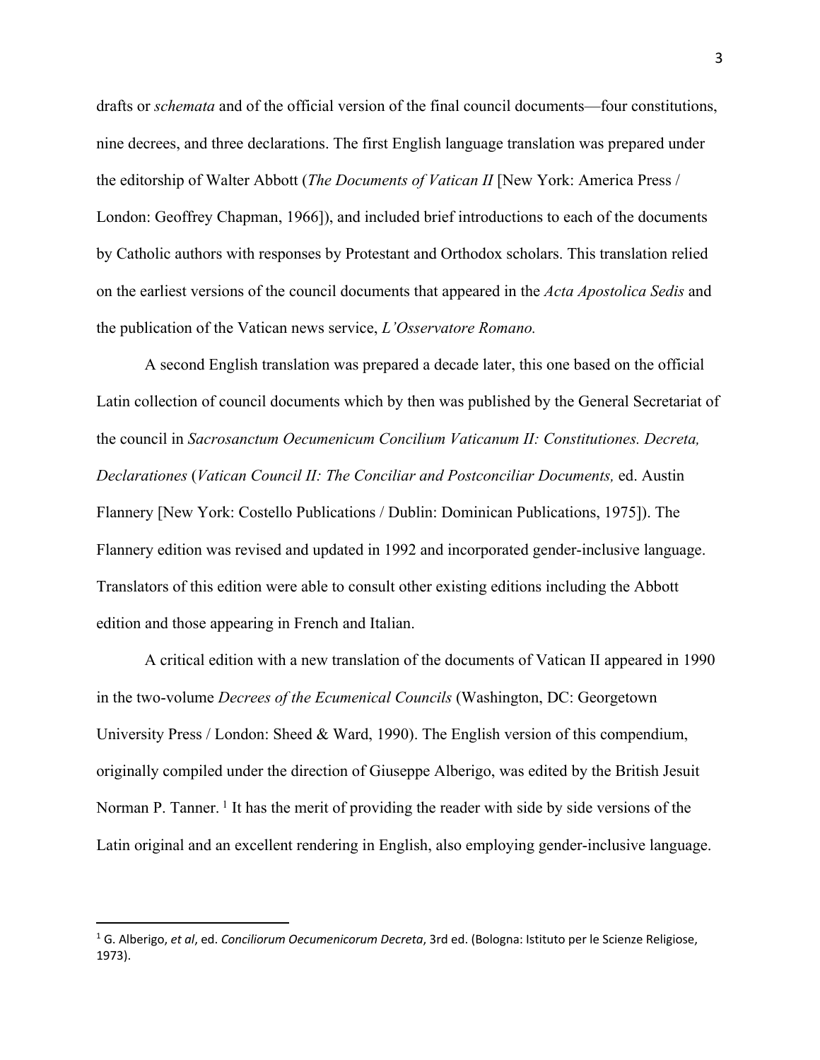drafts or *schemata* and of the official version of the final council documents—four constitutions, nine decrees, and three declarations. The first English language translation was prepared under the editorship of Walter Abbott (*The Documents of Vatican II* [New York: America Press / London: Geoffrey Chapman, 1966]), and included brief introductions to each of the documents by Catholic authors with responses by Protestant and Orthodox scholars. This translation relied on the earliest versions of the council documents that appeared in the *Acta Apostolica Sedis* and the publication of the Vatican news service, *L'Osservatore Romano.*

A second English translation was prepared a decade later, this one based on the official Latin collection of council documents which by then was published by the General Secretariat of the council in *Sacrosanctum Oecumenicum Concilium Vaticanum II: Constitutiones. Decreta, Declarationes* (*Vatican Council II: The Conciliar and Postconciliar Documents,* ed. Austin Flannery [New York: Costello Publications / Dublin: Dominican Publications, 1975]). The Flannery edition was revised and updated in 1992 and incorporated gender-inclusive language. Translators of this edition were able to consult other existing editions including the Abbott edition and those appearing in French and Italian.

A critical edition with a new translation of the documents of Vatican II appeared in 1990 in the two-volume *Decrees of the Ecumenical Councils* (Washington, DC: Georgetown University Press / London: Sheed & Ward, 1990). The English version of this compendium, originally compiled under the direction of Giuseppe Alberigo, was edited by the British Jesuit Norman P. Tanner. [1] It has the merit of providing the reader with side by side versions of the Latin original and an excellent rendering in English, also employing gender-inclusive language.

---

[1] G. Alberigo, *et al*, ed. *Conciliorum Oecumenicorum Decreta*, 3rd ed. (Bologna: Istituto per le Scienze Religiose, 1973).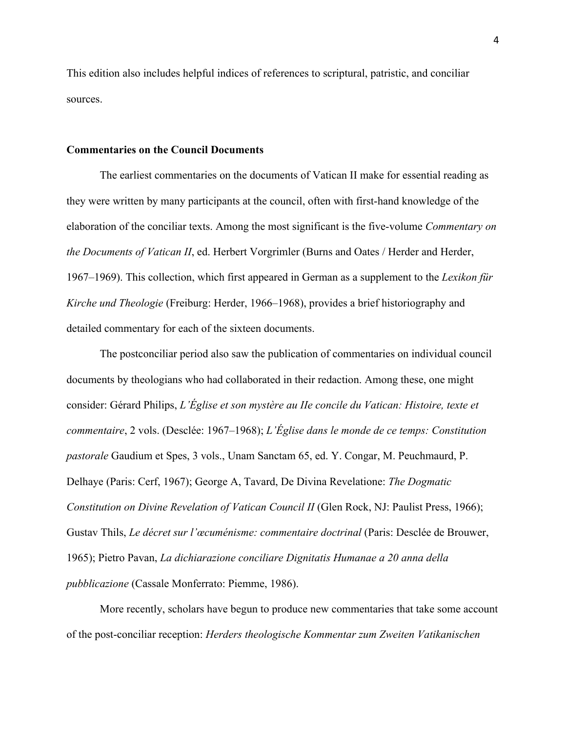This edition also includes helpful indices of references to scriptural, patristic, and conciliar sources.

### Commentaries on the Council Documents

The earliest commentaries on the documents of Vatican II make for essential reading as they were written by many participants at the council, often with first-hand knowledge of the elaboration of the conciliar texts. Among the most significant is the five-volume *Commentary on the Documents of Vatican II*, ed. Herbert Vorgrimler (Burns and Oates / Herder and Herder, 1967–1969). This collection, which first appeared in German as a supplement to the *Lexikon für Kirche und Theologie* (Freiburg: Herder, 1966–1968), provides a brief historiography and detailed commentary for each of the sixteen documents.

The postconciliar period also saw the publication of commentaries on individual council documents by theologians who had collaborated in their redaction. Among these, one might consider: Gérard Philips, *L'Église et son mystère au IIe concile du Vatican: Histoire, texte et commentaire*, 2 vols. (Desclée: 1967–1968); *L'Église dans le monde de ce temps: Constitution pastorale* Gaudium et Spes, 3 vols., Unam Sanctam 65, ed. Y. Congar, M. Peuchmaurd, P. Delhaye (Paris: Cerf, 1967); George A, Tavard, De Divina Revelatione: *The Dogmatic Constitution on Divine Revelation of Vatican Council II* (Glen Rock, NJ: Paulist Press, 1966); Gustav Thils, *Le décret sur l'œcuménisme: commentaire doctrinal* (Paris: Desclée de Brouwer, 1965); Pietro Pavan, *La dichiarazione conciliare Dignitatis Humanae a 20 anna della pubblicazione* (Cassale Monferrato: Piemme, 1986).

More recently, scholars have begun to produce new commentaries that take some account of the post-conciliar reception: *Herders theologische Kommentar zum Zweiten Vatikanischen*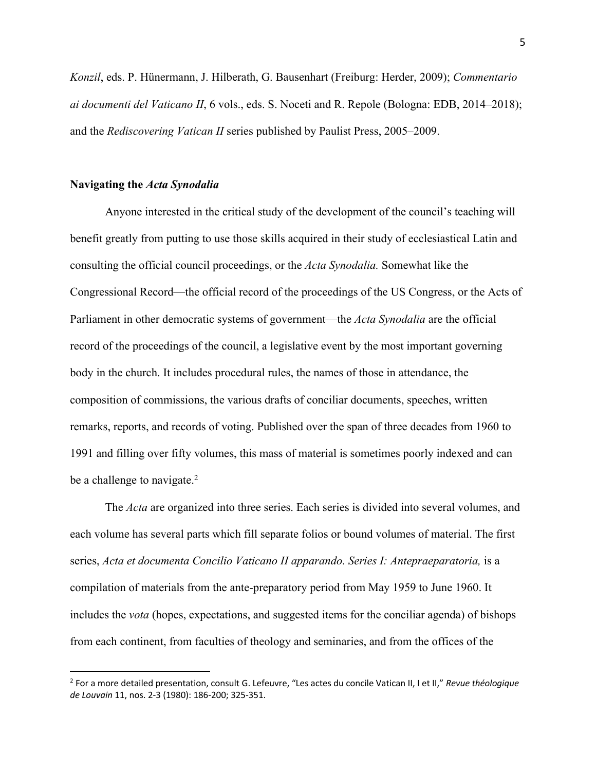*Konzil*, eds. P. Hünermann, J. Hilberath, G. Bausenhart (Freiburg: Herder, 2009); *Commentario ai documenti del Vaticano II*, 6 vols., eds. S. Noceti and R. Repole (Bologna: EDB, 2014–2018); and the *Rediscovering Vatican II* series published by Paulist Press, 2005–2009.

## Navigating the *Acta Synodalia*

Anyone interested in the critical study of the development of the council's teaching will benefit greatly from putting to use those skills acquired in their study of ecclesiastical Latin and consulting the official council proceedings, or the *Acta Synodalia.* Somewhat like the Congressional Record—the official record of the proceedings of the US Congress, or the Acts of Parliament in other democratic systems of government—the *Acta Synodalia* are the official record of the proceedings of the council, a legislative event by the most important governing body in the church. It includes procedural rules, the names of those in attendance, the composition of commissions, the various drafts of conciliar documents, speeches, written remarks, reports, and records of voting. Published over the span of three decades from 1960 to 1991 and filling over fifty volumes, this mass of material is sometimes poorly indexed and can be a challenge to navigate.[2]

The *Acta* are organized into three series. Each series is divided into several volumes, and each volume has several parts which fill separate folios or bound volumes of material. The first series, *Acta et documenta Concilio Vaticano II apparando. Series I: Antepraeparatoria,* is a compilation of materials from the ante-preparatory period from May 1959 to June 1960. It includes the *vota* (hopes, expectations, and suggested items for the conciliar agenda) of bishops from each continent, from faculties of theology and seminaries, and from the offices of the

[2] For a more detailed presentation, consult G. Lefeuvre, "Les actes du concile Vatican II, I et II," *Revue théologique de Louvain* 11, nos. 2-3 (1980): 186-200; 325-351.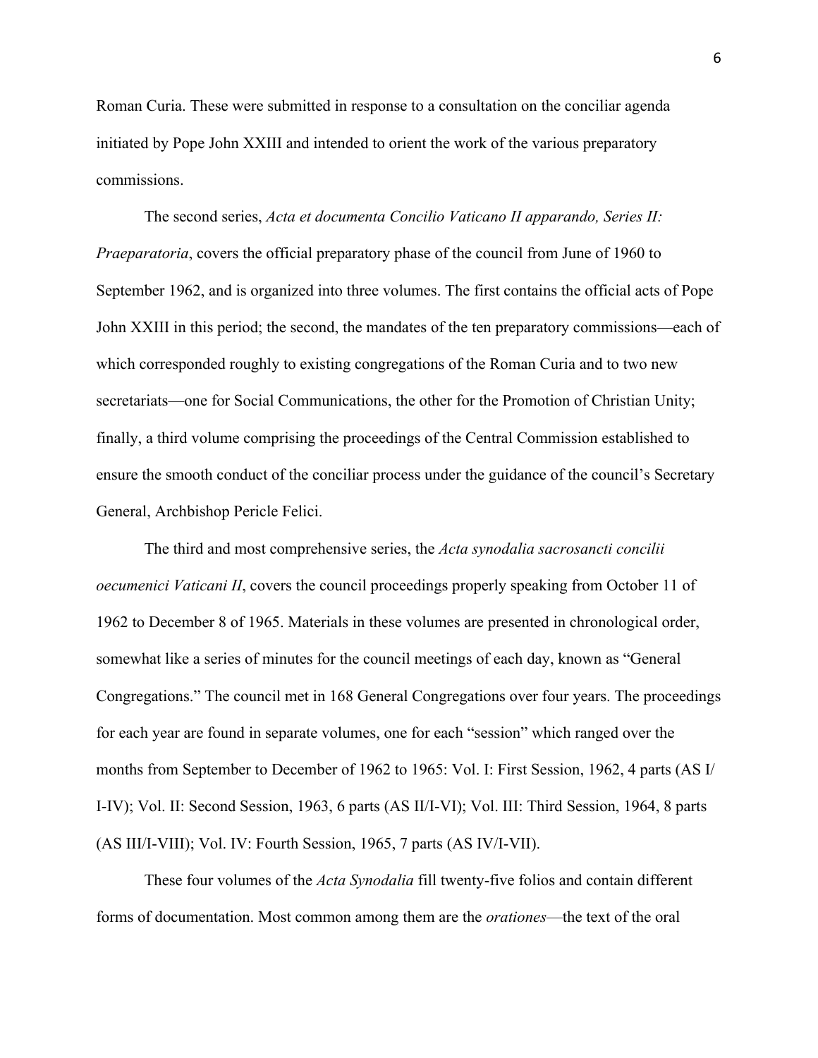Roman Curia. These were submitted in response to a consultation on the conciliar agenda initiated by Pope John XXIII and intended to orient the work of the various preparatory commissions.

The second series, *Acta et documenta Concilio Vaticano II apparando, Series II: Praeparatoria*, covers the official preparatory phase of the council from June of 1960 to September 1962, and is organized into three volumes. The first contains the official acts of Pope John XXIII in this period; the second, the mandates of the ten preparatory commissions—each of which corresponded roughly to existing congregations of the Roman Curia and to two new secretariats—one for Social Communications, the other for the Promotion of Christian Unity; finally, a third volume comprising the proceedings of the Central Commission established to ensure the smooth conduct of the conciliar process under the guidance of the council's Secretary General, Archbishop Pericle Felici.

The third and most comprehensive series, the *Acta synodalia sacrosancti concilii oecumenici Vaticani II*, covers the council proceedings properly speaking from October 11 of 1962 to December 8 of 1965. Materials in these volumes are presented in chronological order, somewhat like a series of minutes for the council meetings of each day, known as "General Congregations." The council met in 168 General Congregations over four years. The proceedings for each year are found in separate volumes, one for each "session" which ranged over the months from September to December of 1962 to 1965: Vol. I: First Session, 1962, 4 parts (AS I/I-IV); Vol. II: Second Session, 1963, 6 parts (AS II/I-VI); Vol. III: Third Session, 1964, 8 parts (AS III/I-VIII); Vol. IV: Fourth Session, 1965, 7 parts (AS IV/I-VII).

These four volumes of the *Acta Synodalia* fill twenty-five folios and contain different forms of documentation. Most common among them are the *orationes*—the text of the oral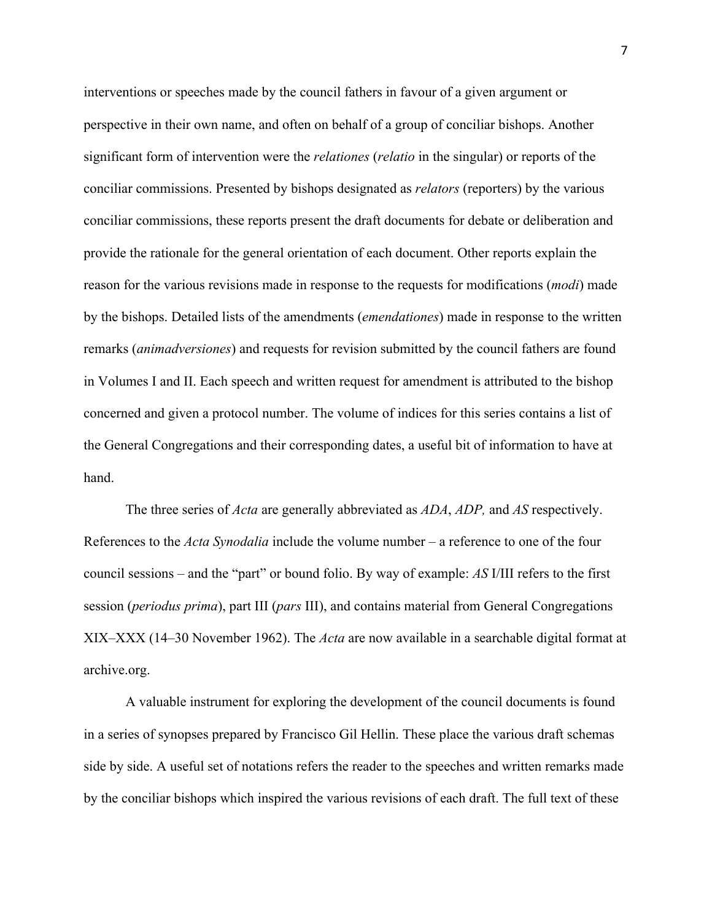interventions or speeches made by the council fathers in favour of a given argument or perspective in their own name, and often on behalf of a group of conciliar bishops. Another significant form of intervention were the *relationes* (*relatio* in the singular) or reports of the conciliar commissions. Presented by bishops designated as *relators* (reporters) by the various conciliar commissions, these reports present the draft documents for debate or deliberation and provide the rationale for the general orientation of each document. Other reports explain the reason for the various revisions made in response to the requests for modifications (*modi*) made by the bishops. Detailed lists of the amendments (*emendationes*) made in response to the written remarks (*animadversiones*) and requests for revision submitted by the council fathers are found in Volumes I and II. Each speech and written request for amendment is attributed to the bishop concerned and given a protocol number. The volume of indices for this series contains a list of the General Congregations and their corresponding dates, a useful bit of information to have at hand.

The three series of *Acta* are generally abbreviated as *ADA*, *ADP,* and *AS* respectively. References to the *Acta Synodalia* include the volume number – a reference to one of the four council sessions – and the "part" or bound folio. By way of example: *AS* I/III refers to the first session (*periodus prima*), part III (*pars* III), and contains material from General Congregations XIX–XXX (14–30 November 1962). The *Acta* are now available in a searchable digital format at archive.org.

A valuable instrument for exploring the development of the council documents is found in a series of synopses prepared by Francisco Gil Hellin. These place the various draft schemas side by side. A useful set of notations refers the reader to the speeches and written remarks made by the conciliar bishops which inspired the various revisions of each draft. The full text of these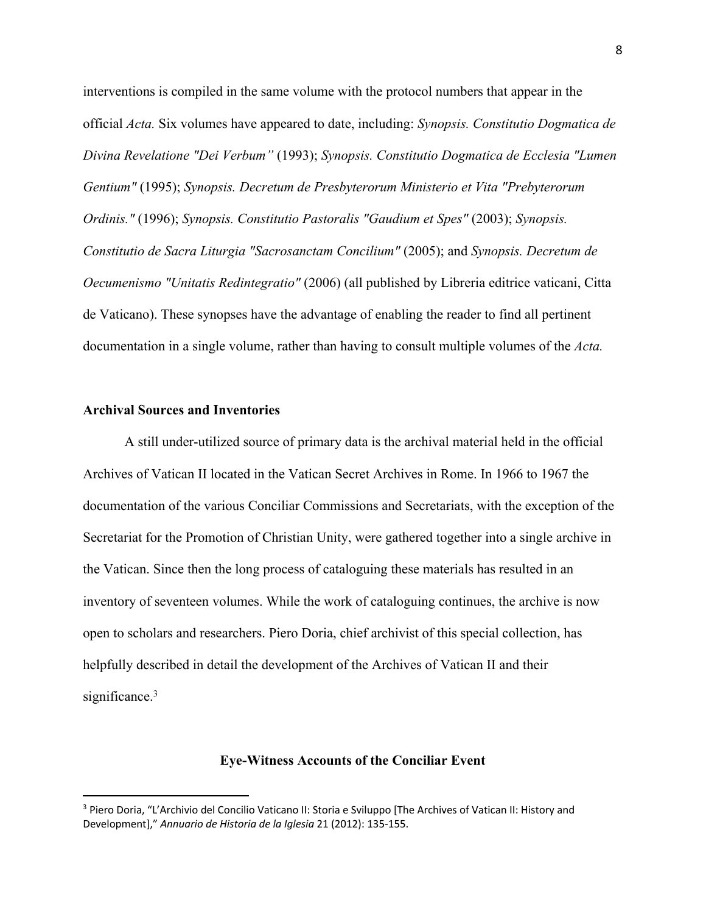interventions is compiled in the same volume with the protocol numbers that appear in the official *Acta.* Six volumes have appeared to date, including: *Synopsis. Constitutio Dogmatica de Divina Revelatione "Dei Verbum"* (1993); *Synopsis. Constitutio Dogmatica de Ecclesia "Lumen Gentium"* (1995); *Synopsis. Decretum de Presbyterorum Ministerio et Vita "Prebyterorum Ordinis."* (1996); *Synopsis. Constitutio Pastoralis "Gaudium et Spes"* (2003); *Synopsis. Constitutio de Sacra Liturgia "Sacrosanctam Concilium"* (2005); and *Synopsis. Decretum de Oecumenismo "Unitatis Redintegratio"* (2006) (all published by Libreria editrice vaticani, Citta de Vaticano). These synopses have the advantage of enabling the reader to find all pertinent documentation in a single volume, rather than having to consult multiple volumes of the *Acta.*

### Archival Sources and Inventories

A still under-utilized source of primary data is the archival material held in the official Archives of Vatican II located in the Vatican Secret Archives in Rome. In 1966 to 1967 the documentation of the various Conciliar Commissions and Secretariats, with the exception of the Secretariat for the Promotion of Christian Unity, were gathered together into a single archive in the Vatican. Since then the long process of cataloguing these materials has resulted in an inventory of seventeen volumes. While the work of cataloguing continues, the archive is now open to scholars and researchers. Piero Doria, chief archivist of this special collection, has helpfully described in detail the development of the Archives of Vatican II and their significance.[3]

## Eye-Witness Accounts of the Conciliar Event

[3] Piero Doria, "L'Archivio del Concilio Vaticano II: Storia e Sviluppo [The Archives of Vatican II: History and Development]," *Annuario de Historia de la Iglesia* 21 (2012): 135-155.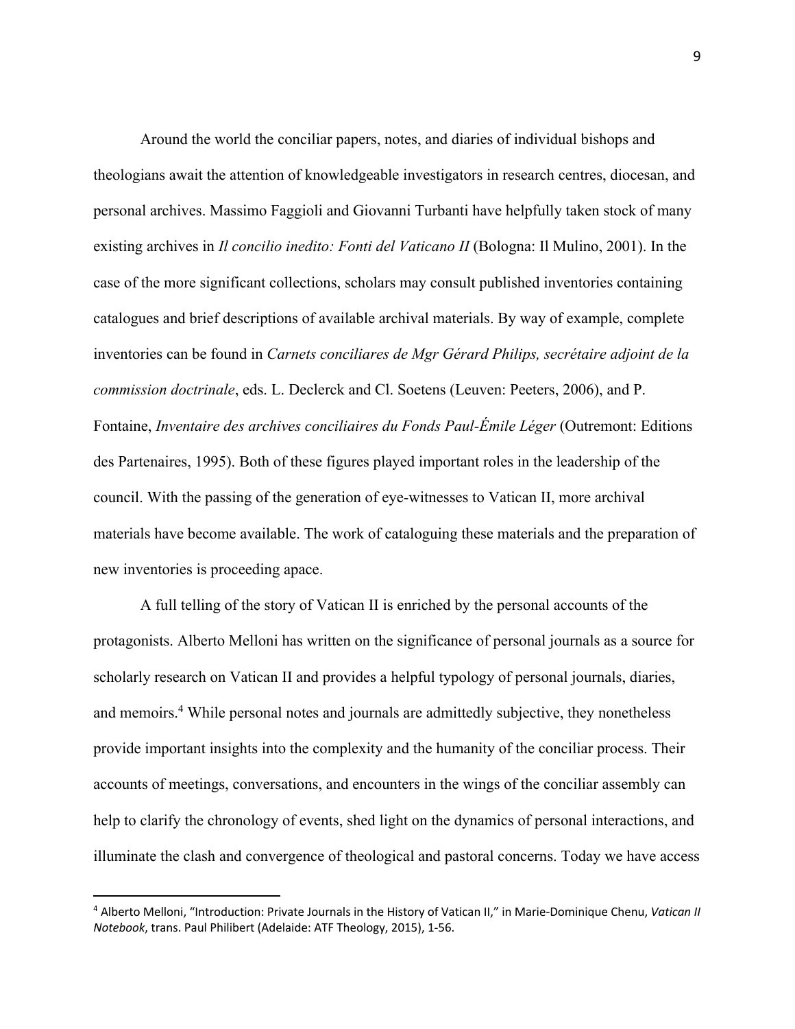Around the world the conciliar papers, notes, and diaries of individual bishops and theologians await the attention of knowledgeable investigators in research centres, diocesan, and personal archives. Massimo Faggioli and Giovanni Turbanti have helpfully taken stock of many existing archives in *Il concilio inedito: Fonti del Vaticano II* (Bologna: Il Mulino, 2001). In the case of the more significant collections, scholars may consult published inventories containing catalogues and brief descriptions of available archival materials. By way of example, complete inventories can be found in *Carnets conciliares de Mgr Gérard Philips, secrétaire adjoint de la commission doctrinale*, eds. L. Declerck and Cl. Soetens (Leuven: Peeters, 2006), and P. Fontaine, *Inventaire des archives conciliaires du Fonds Paul-Émile Léger* (Outremont: Editions des Partenaires, 1995). Both of these figures played important roles in the leadership of the council. With the passing of the generation of eye-witnesses to Vatican II, more archival materials have become available. The work of cataloguing these materials and the preparation of new inventories is proceeding apace.

A full telling of the story of Vatican II is enriched by the personal accounts of the protagonists. Alberto Melloni has written on the significance of personal journals as a source for scholarly research on Vatican II and provides a helpful typology of personal journals, diaries, and memoirs.[4] While personal notes and journals are admittedly subjective, they nonetheless provide important insights into the complexity and the humanity of the conciliar process. Their accounts of meetings, conversations, and encounters in the wings of the conciliar assembly can help to clarify the chronology of events, shed light on the dynamics of personal interactions, and illuminate the clash and convergence of theological and pastoral concerns. Today we have access

[4] Alberto Melloni, "Introduction: Private Journals in the History of Vatican II," in Marie-Dominique Chenu, *Vatican II Notebook*, trans. Paul Philibert (Adelaide: ATF Theology, 2015), 1-56.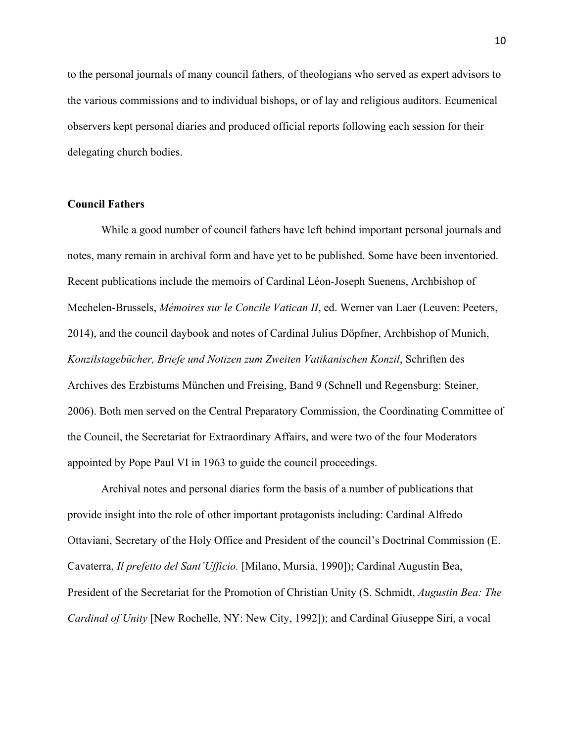to the personal journals of many council fathers, of theologians who served as expert advisors to the various commissions and to individual bishops, or of lay and religious auditors. Ecumenical observers kept personal diaries and produced official reports following each session for their delegating church bodies.

**Council Fathers**

While a good number of council fathers have left behind important personal journals and notes, many remain in archival form and have yet to be published. Some have been inventoried. Recent publications include the memoirs of Cardinal Léon-Joseph Suenens, Archbishop of Mechelen-Brussels, *Mémoires sur le Concile Vatican II*, ed. Werner van Laer (Leuven: Peeters, 2014), and the council daybook and notes of Cardinal Julius Döpfner, Archbishop of Munich, *Konzilstagebücher, Briefe und Notizen zum Zweiten Vatikanischen Konzil*, Schriften des Archives des Erzbistums München und Freising, Band 9 (Schnell und Regensburg: Steiner, 2006). Both men served on the Central Preparatory Commission, the Coordinating Committee of the Council, the Secretariat for Extraordinary Affairs, and were two of the four Moderators appointed by Pope Paul VI in 1963 to guide the council proceedings.

Archival notes and personal diaries form the basis of a number of publications that provide insight into the role of other important protagonists including: Cardinal Alfredo Ottaviani, Secretary of the Holy Office and President of the council's Doctrinal Commission (E. Cavaterra, *Il prefetto del Sant'Ufficio.* [Milano, Mursia, 1990]); Cardinal Augustin Bea, President of the Secretariat for the Promotion of Christian Unity (S. Schmidt, *Augustin Bea: The Cardinal of Unity* [New Rochelle, NY: New City, 1992]); and Cardinal Giuseppe Siri, a vocal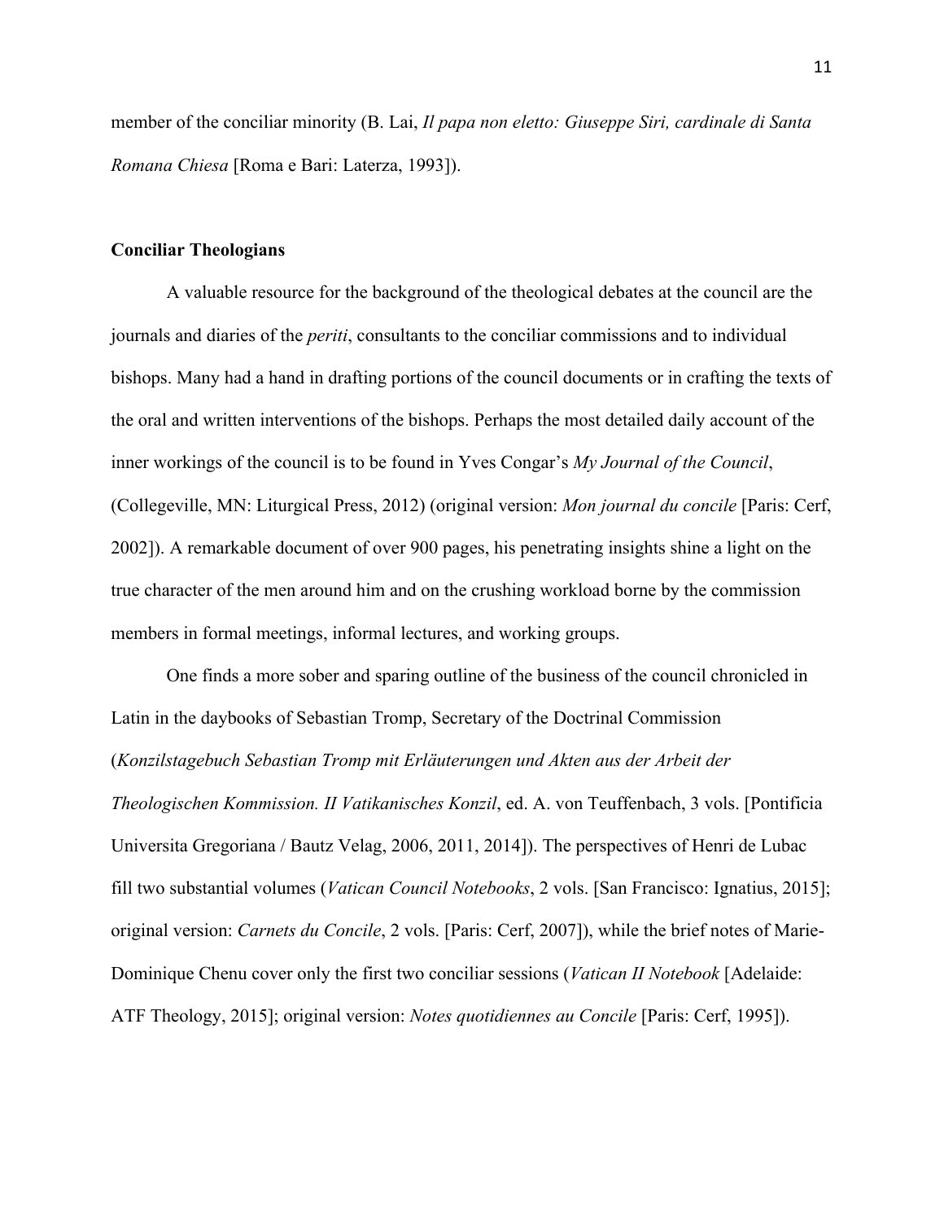member of the conciliar minority (B. Lai, *Il papa non eletto: Giuseppe Siri, cardinale di Santa Romana Chiesa* [Roma e Bari: Laterza, 1993]).

**Conciliar Theologians**

A valuable resource for the background of the theological debates at the council are the journals and diaries of the *periti*, consultants to the conciliar commissions and to individual bishops. Many had a hand in drafting portions of the council documents or in crafting the texts of the oral and written interventions of the bishops. Perhaps the most detailed daily account of the inner workings of the council is to be found in Yves Congar's *My Journal of the Council*, (Collegeville, MN: Liturgical Press, 2012) (original version: *Mon journal du concile* [Paris: Cerf, 2002]). A remarkable document of over 900 pages, his penetrating insights shine a light on the true character of the men around him and on the crushing workload borne by the commission members in formal meetings, informal lectures, and working groups.

One finds a more sober and sparing outline of the business of the council chronicled in Latin in the daybooks of Sebastian Tromp, Secretary of the Doctrinal Commission (*Konzilstagebuch Sebastian Tromp mit Erläuterungen und Akten aus der Arbeit der Theologischen Kommission. II Vatikanisches Konzil*, ed. A. von Teuffenbach, 3 vols. [Pontificia Universita Gregoriana / Bautz Velag, 2006, 2011, 2014]). The perspectives of Henri de Lubac fill two substantial volumes (*Vatican Council Notebooks*, 2 vols. [San Francisco: Ignatius, 2015]; original version: *Carnets du Concile*, 2 vols. [Paris: Cerf, 2007]), while the brief notes of Marie-Dominique Chenu cover only the first two conciliar sessions (*Vatican II Notebook* [Adelaide: ATF Theology, 2015]; original version: *Notes quotidiennes au Concile* [Paris: Cerf, 1995]).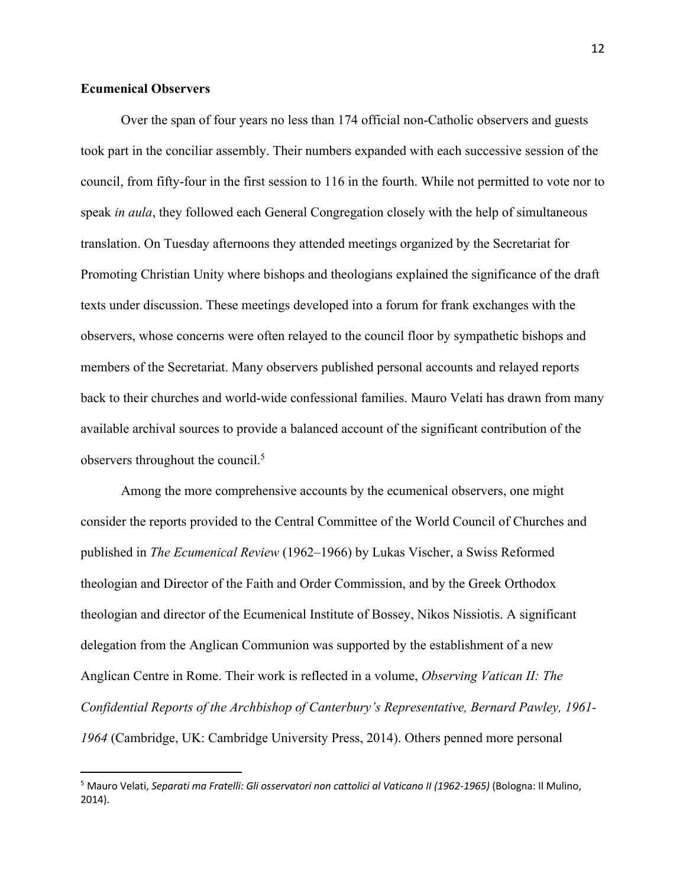## Ecumenical Observers

Over the span of four years no less than 174 official non-Catholic observers and guests took part in the conciliar assembly. Their numbers expanded with each successive session of the council, from fifty-four in the first session to 116 in the fourth. While not permitted to vote nor to speak *in aula*, they followed each General Congregation closely with the help of simultaneous translation. On Tuesday afternoons they attended meetings organized by the Secretariat for Promoting Christian Unity where bishops and theologians explained the significance of the draft texts under discussion. These meetings developed into a forum for frank exchanges with the observers, whose concerns were often relayed to the council floor by sympathetic bishops and members of the Secretariat. Many observers published personal accounts and relayed reports back to their churches and world-wide confessional families. Mauro Velati has drawn from many available archival sources to provide a balanced account of the significant contribution of the observers throughout the council.[5]

Among the more comprehensive accounts by the ecumenical observers, one might consider the reports provided to the Central Committee of the World Council of Churches and published in *The Ecumenical Review* (1962–1966) by Lukas Vischer, a Swiss Reformed theologian and Director of the Faith and Order Commission, and by the Greek Orthodox theologian and director of the Ecumenical Institute of Bossey, Nikos Nissiotis. A significant delegation from the Anglican Communion was supported by the establishment of a new Anglican Centre in Rome. Their work is reflected in a volume, *Observing Vatican II: The Confidential Reports of the Archbishop of Canterbury's Representative, Bernard Pawley, 1961-1964* (Cambridge, UK: Cambridge University Press, 2014). Others penned more personal

---

[5] Mauro Velati, *Separati ma Fratelli: Gli osservatori non cattolici al Vaticano II (1962-1965)* (Bologna: Il Mulino, 2014).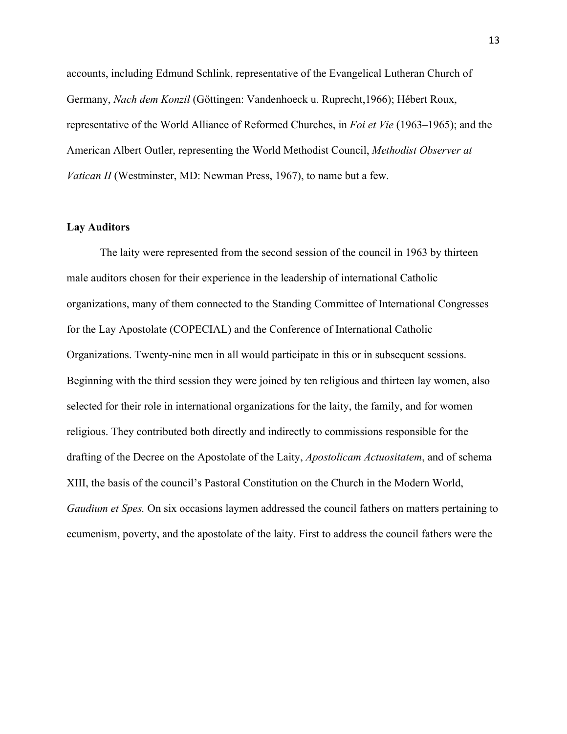accounts, including Edmund Schlink, representative of the Evangelical Lutheran Church of Germany, *Nach dem Konzil* (Göttingen: Vandenhoeck u. Ruprecht,1966); Hébert Roux, representative of the World Alliance of Reformed Churches, in *Foi et Vie* (1963–1965); and the American Albert Outler, representing the World Methodist Council, *Methodist Observer at Vatican II* (Westminster, MD: Newman Press, 1967), to name but a few.

**Lay Auditors**

The laity were represented from the second session of the council in 1963 by thirteen male auditors chosen for their experience in the leadership of international Catholic organizations, many of them connected to the Standing Committee of International Congresses for the Lay Apostolate (COPECIAL) and the Conference of International Catholic Organizations. Twenty-nine men in all would participate in this or in subsequent sessions. Beginning with the third session they were joined by ten religious and thirteen lay women, also selected for their role in international organizations for the laity, the family, and for women religious. They contributed both directly and indirectly to commissions responsible for the drafting of the Decree on the Apostolate of the Laity, *Apostolicam Actuositatem*, and of schema XIII, the basis of the council's Pastoral Constitution on the Church in the Modern World, *Gaudium et Spes.* On six occasions laymen addressed the council fathers on matters pertaining to ecumenism, poverty, and the apostolate of the laity. First to address the council fathers were the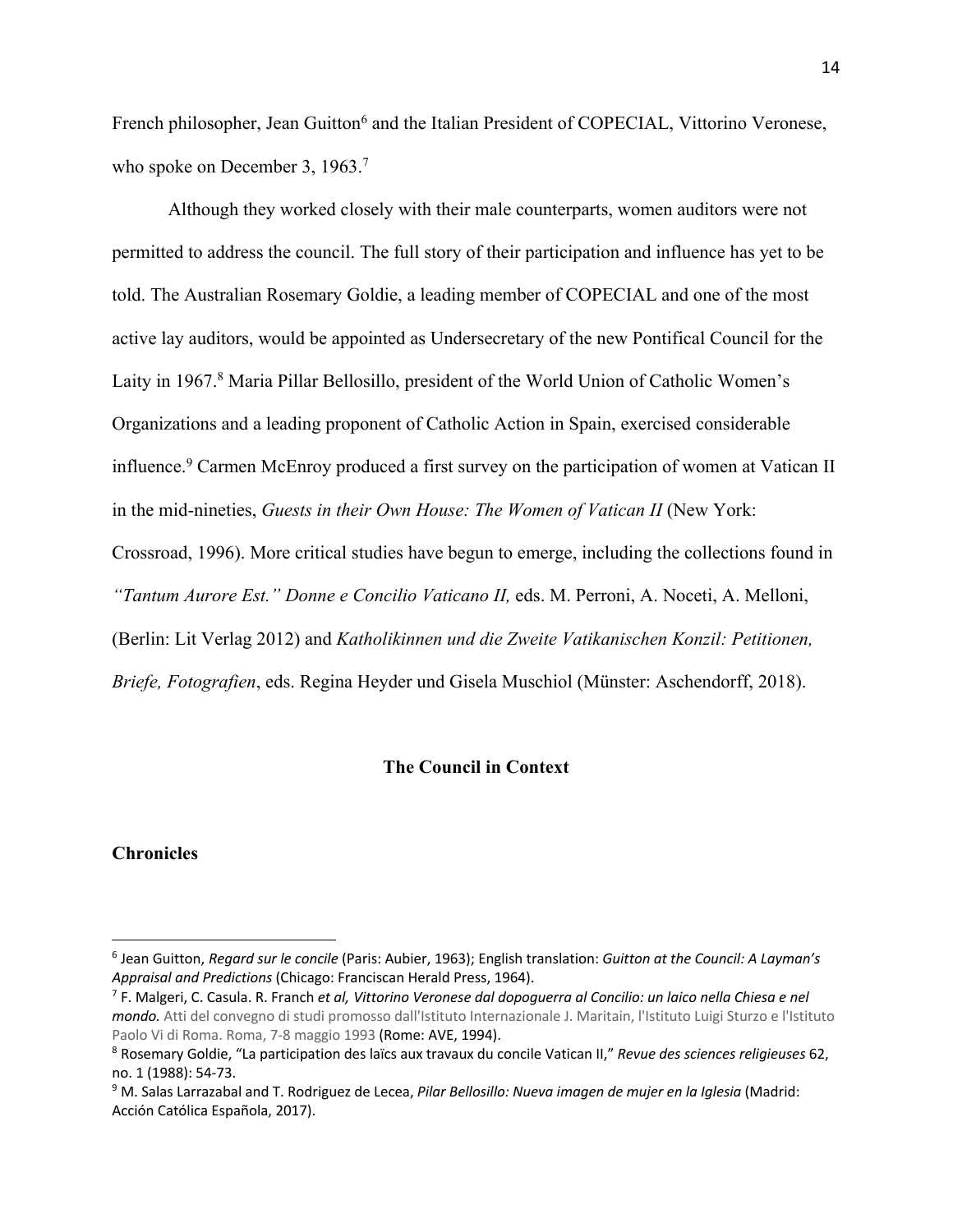French philosopher, Jean Guitton[6] and the Italian President of COPECIAL, Vittorino Veronese, who spoke on December 3, 1963.[7]

Although they worked closely with their male counterparts, women auditors were not permitted to address the council. The full story of their participation and influence has yet to be told. The Australian Rosemary Goldie, a leading member of COPECIAL and one of the most active lay auditors, would be appointed as Undersecretary of the new Pontifical Council for the Laity in 1967.[8] Maria Pillar Bellosillo, president of the World Union of Catholic Women's Organizations and a leading proponent of Catholic Action in Spain, exercised considerable influence.[9] Carmen McEnroy produced a first survey on the participation of women at Vatican II in the mid-nineties, *Guests in their Own House: The Women of Vatican II* (New York: Crossroad, 1996). More critical studies have begun to emerge, including the collections found in *"Tantum Aurore Est." Donne e Concilio Vaticano II,* eds. M. Perroni, A. Noceti, A. Melloni, (Berlin: Lit Verlag 2012) and *Katholikinnen und die Zweite Vatikanischen Konzil: Petitionen, Briefe, Fotografien*, eds. Regina Heyder und Gisela Muschiol (Münster: Aschendorff, 2018).

## The Council in Context

### Chronicles

---

[6] Jean Guitton, *Regard sur le concile* (Paris: Aubier, 1963); English translation: *Guitton at the Council: A Layman's Appraisal and Predictions* (Chicago: Franciscan Herald Press, 1964).

[7] F. Malgeri, C. Casula. R. Franch *et al, Vittorino Veronese dal dopoguerra al Concilio: un laico nella Chiesa e nel mondo.* Atti del convegno di studi promosso dall'Istituto Internazionale J. Maritain, l'Istituto Luigi Sturzo e l'Istituto Paolo Vi di Roma. Roma, 7-8 maggio 1993 (Rome: AVE, 1994).

[8] Rosemary Goldie, "La participation des laïcs aux travaux du concile Vatican II," *Revue des sciences religieuses* 62, no. 1 (1988): 54-73.

[9] M. Salas Larrazabal and T. Rodriguez de Lecea, *Pilar Bellosillo: Nueva imagen de mujer en la Iglesia* (Madrid: Acción Católica Española, 2017).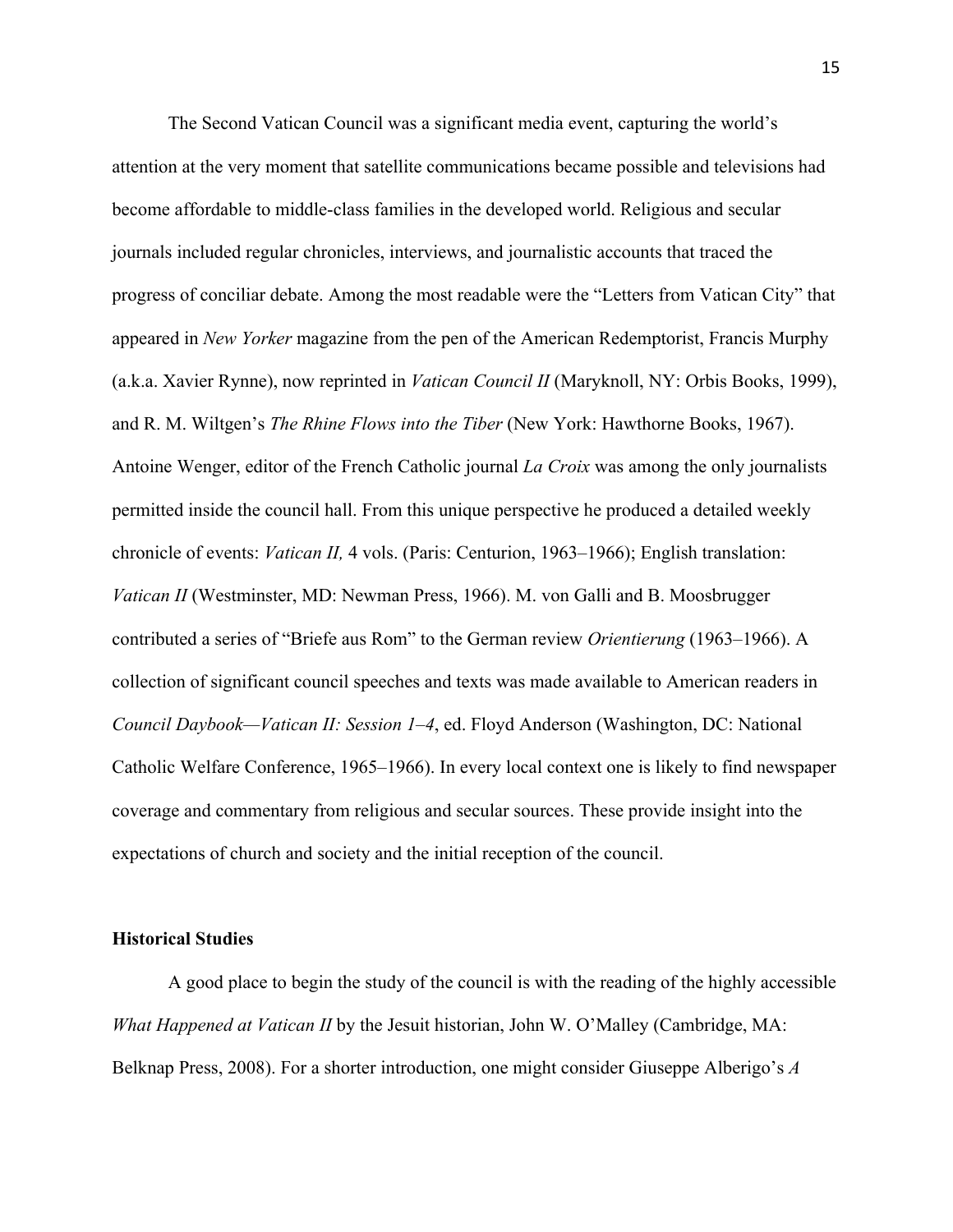The Second Vatican Council was a significant media event, capturing the world's attention at the very moment that satellite communications became possible and televisions had become affordable to middle-class families in the developed world. Religious and secular journals included regular chronicles, interviews, and journalistic accounts that traced the progress of conciliar debate. Among the most readable were the "Letters from Vatican City" that appeared in *New Yorker* magazine from the pen of the American Redemptorist, Francis Murphy (a.k.a. Xavier Rynne), now reprinted in *Vatican Council II* (Maryknoll, NY: Orbis Books, 1999), and R. M. Wiltgen's *The Rhine Flows into the Tiber* (New York: Hawthorne Books, 1967). Antoine Wenger, editor of the French Catholic journal *La Croix* was among the only journalists permitted inside the council hall. From this unique perspective he produced a detailed weekly chronicle of events: *Vatican II,* 4 vols. (Paris: Centurion, 1963–1966); English translation: *Vatican II* (Westminster, MD: Newman Press, 1966). M. von Galli and B. Moosbrugger contributed a series of "Briefe aus Rom" to the German review *Orientierung* (1963–1966). A collection of significant council speeches and texts was made available to American readers in *Council Daybook—Vatican II: Session 1–4*, ed. Floyd Anderson (Washington, DC: National Catholic Welfare Conference, 1965–1966). In every local context one is likely to find newspaper coverage and commentary from religious and secular sources. These provide insight into the expectations of church and society and the initial reception of the council.

## Historical Studies

A good place to begin the study of the council is with the reading of the highly accessible *What Happened at Vatican II* by the Jesuit historian, John W. O'Malley (Cambridge, MA: Belknap Press, 2008). For a shorter introduction, one might consider Giuseppe Alberigo's *A*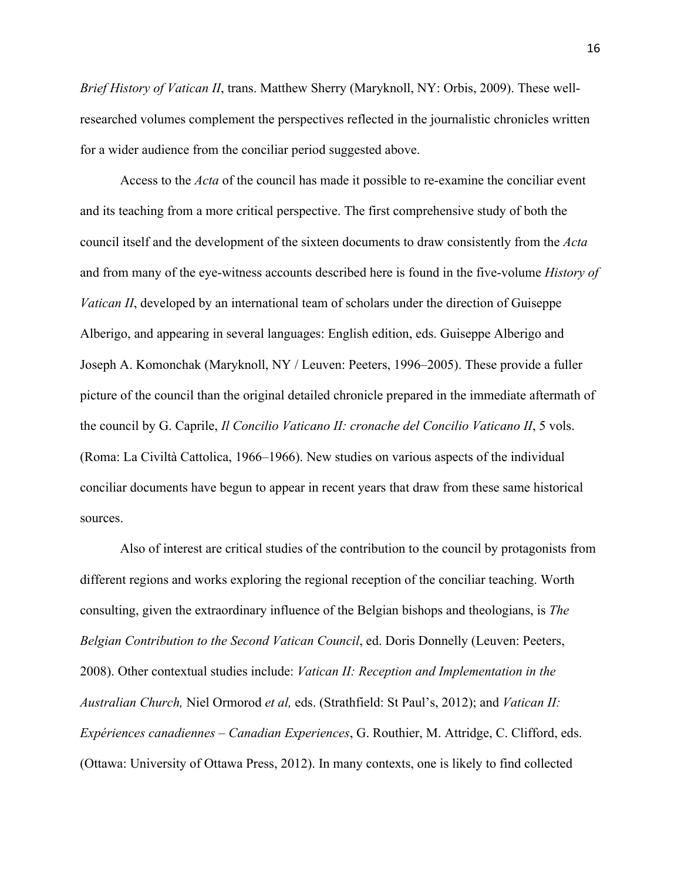*Brief History of Vatican II*, trans. Matthew Sherry (Maryknoll, NY: Orbis, 2009). These well-researched volumes complement the perspectives reflected in the journalistic chronicles written for a wider audience from the conciliar period suggested above.

Access to the *Acta* of the council has made it possible to re-examine the conciliar event and its teaching from a more critical perspective. The first comprehensive study of both the council itself and the development of the sixteen documents to draw consistently from the *Acta* and from many of the eye-witness accounts described here is found in the five-volume *History of Vatican II*, developed by an international team of scholars under the direction of Guiseppe Alberigo, and appearing in several languages: English edition, eds. Guiseppe Alberigo and Joseph A. Komonchak (Maryknoll, NY / Leuven: Peeters, 1996–2005). These provide a fuller picture of the council than the original detailed chronicle prepared in the immediate aftermath of the council by G. Caprile, *Il Concilio Vaticano II: cronache del Concilio Vaticano II*, 5 vols. (Roma: La Civiltà Cattolica, 1966–1966). New studies on various aspects of the individual conciliar documents have begun to appear in recent years that draw from these same historical sources.

Also of interest are critical studies of the contribution to the council by protagonists from different regions and works exploring the regional reception of the conciliar teaching. Worth consulting, given the extraordinary influence of the Belgian bishops and theologians, is *The Belgian Contribution to the Second Vatican Council*, ed. Doris Donnelly (Leuven: Peeters, 2008). Other contextual studies include: *Vatican II: Reception and Implementation in the Australian Church,* Niel Ormorod *et al,* eds. (Strathfield: St Paul's, 2012); and *Vatican II: Expériences canadiennes – Canadian Experiences*, G. Routhier, M. Attridge, C. Clifford, eds. (Ottawa: University of Ottawa Press, 2012). In many contexts, one is likely to find collected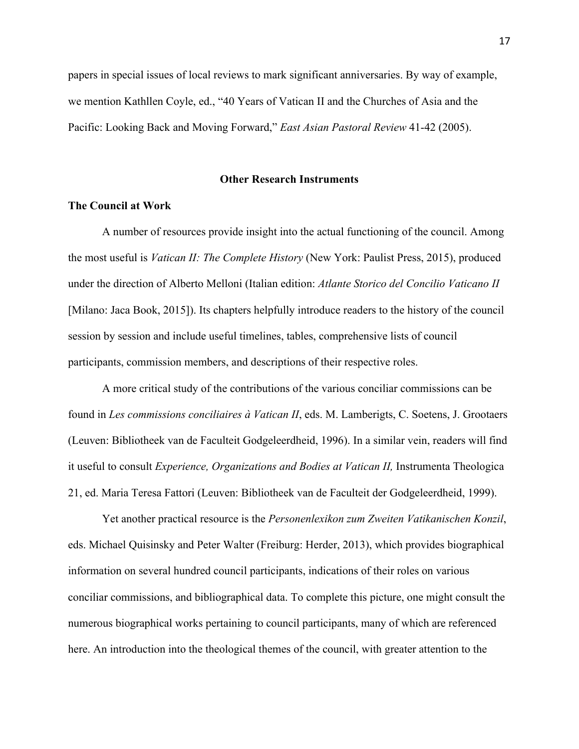papers in special issues of local reviews to mark significant anniversaries. By way of example, we mention Kathllen Coyle, ed., "40 Years of Vatican II and the Churches of Asia and the Pacific: Looking Back and Moving Forward," *East Asian Pastoral Review* 41-42 (2005).

## Other Research Instruments

### The Council at Work

A number of resources provide insight into the actual functioning of the council. Among the most useful is *Vatican II: The Complete History* (New York: Paulist Press, 2015), produced under the direction of Alberto Melloni (Italian edition: *Atlante Storico del Concilio Vaticano II* [Milano: Jaca Book, 2015]). Its chapters helpfully introduce readers to the history of the council session by session and include useful timelines, tables, comprehensive lists of council participants, commission members, and descriptions of their respective roles.

A more critical study of the contributions of the various conciliar commissions can be found in *Les commissions conciliaires à Vatican II*, eds. M. Lamberigts, C. Soetens, J. Grootaers (Leuven: Bibliotheek van de Faculteit Godgeleerdheid, 1996). In a similar vein, readers will find it useful to consult *Experience, Organizations and Bodies at Vatican II,* Instrumenta Theologica 21, ed. Maria Teresa Fattori (Leuven: Bibliotheek van de Faculteit der Godgeleerdheid, 1999).

Yet another practical resource is the *Personenlexikon zum Zweiten Vatikanischen Konzil*, eds. Michael Quisinsky and Peter Walter (Freiburg: Herder, 2013), which provides biographical information on several hundred council participants, indications of their roles on various conciliar commissions, and bibliographical data. To complete this picture, one might consult the numerous biographical works pertaining to council participants, many of which are referenced here. An introduction into the theological themes of the council, with greater attention to the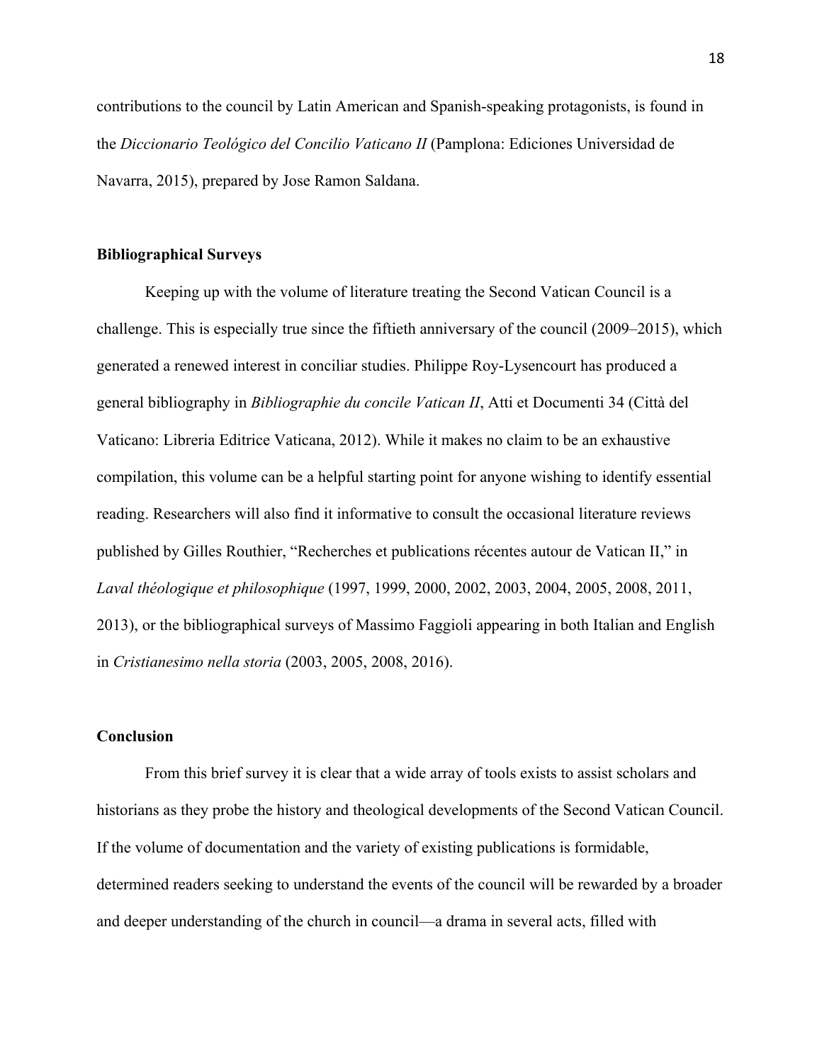contributions to the council by Latin American and Spanish-speaking protagonists, is found in the *Diccionario Teológico del Concilio Vaticano II* (Pamplona: Ediciones Universidad de Navarra, 2015), prepared by Jose Ramon Saldana.

**Bibliographical Surveys**

Keeping up with the volume of literature treating the Second Vatican Council is a challenge. This is especially true since the fiftieth anniversary of the council (2009–2015), which generated a renewed interest in conciliar studies. Philippe Roy-Lysencourt has produced a general bibliography in *Bibliographie du concile Vatican II*, Atti et Documenti 34 (Città del Vaticano: Libreria Editrice Vaticana, 2012). While it makes no claim to be an exhaustive compilation, this volume can be a helpful starting point for anyone wishing to identify essential reading. Researchers will also find it informative to consult the occasional literature reviews published by Gilles Routhier, "Recherches et publications récentes autour de Vatican II," in *Laval théologique et philosophique* (1997, 1999, 2000, 2002, 2003, 2004, 2005, 2008, 2011, 2013), or the bibliographical surveys of Massimo Faggioli appearing in both Italian and English in *Cristianesimo nella storia* (2003, 2005, 2008, 2016).

**Conclusion**

From this brief survey it is clear that a wide array of tools exists to assist scholars and historians as they probe the history and theological developments of the Second Vatican Council. If the volume of documentation and the variety of existing publications is formidable, determined readers seeking to understand the events of the council will be rewarded by a broader and deeper understanding of the church in council—a drama in several acts, filled with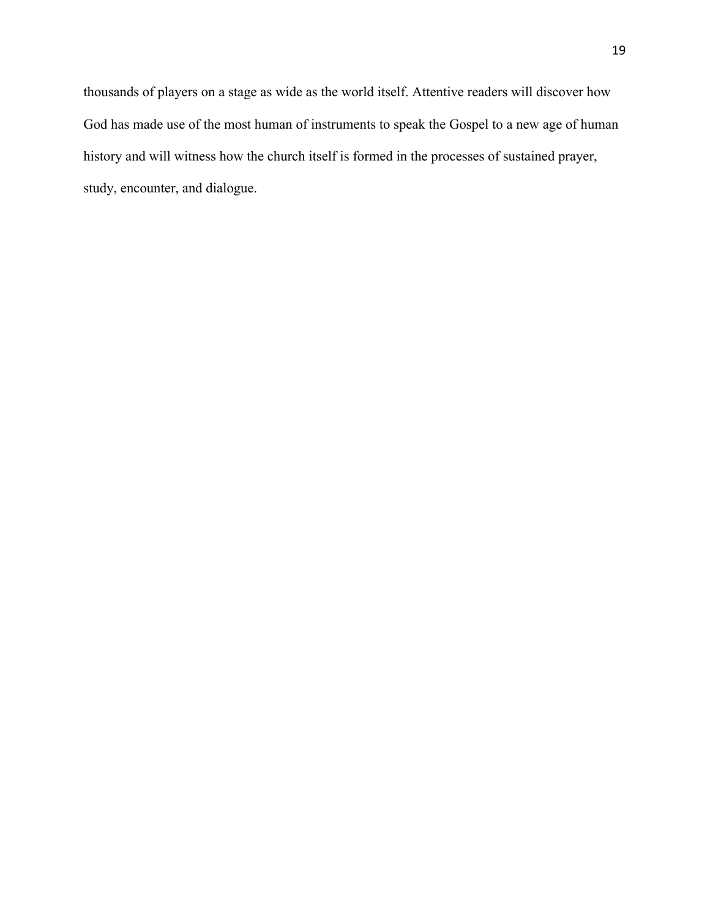thousands of players on a stage as wide as the world itself. Attentive readers will discover how God has made use of the most human of instruments to speak the Gospel to a new age of human history and will witness how the church itself is formed in the processes of sustained prayer, study, encounter, and dialogue.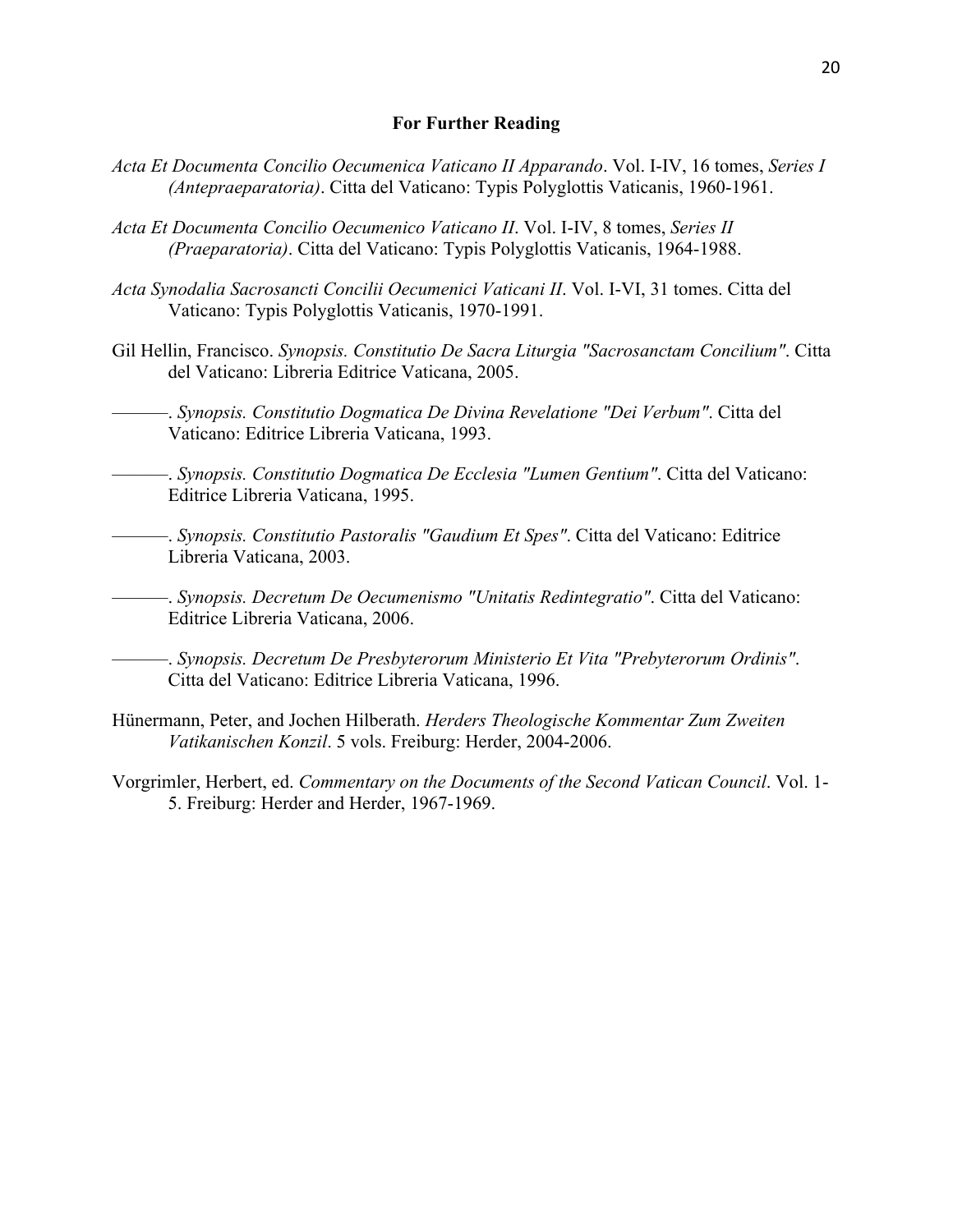## For Further Reading

*Acta Et Documenta Concilio Oecumenica Vaticano II Apparando*. Vol. I-IV, 16 tomes, *Series I (Antepraeparatoria)*. Citta del Vaticano: Typis Polyglottis Vaticanis, 1960-1961.

*Acta Et Documenta Concilio Oecumenico Vaticano II*. Vol. I-IV, 8 tomes, *Series II (Praeparatoria)*. Citta del Vaticano: Typis Polyglottis Vaticanis, 1964-1988.

*Acta Synodalia Sacrosancti Concilii Oecumenici Vaticani II*. Vol. I-VI, 31 tomes. Citta del Vaticano: Typis Polyglottis Vaticanis, 1970-1991.

Gil Hellin, Francisco. *Synopsis. Constitutio De Sacra Liturgia "Sacrosanctam Concilium"*. Citta del Vaticano: Libreria Editrice Vaticana, 2005.

———. *Synopsis. Constitutio Dogmatica De Divina Revelatione "Dei Verbum"*. Citta del Vaticano: Editrice Libreria Vaticana, 1993.

———. *Synopsis. Constitutio Dogmatica De Ecclesia "Lumen Gentium"*. Citta del Vaticano: Editrice Libreria Vaticana, 1995.

———. *Synopsis. Constitutio Pastoralis "Gaudium Et Spes"*. Citta del Vaticano: Editrice Libreria Vaticana, 2003.

———. *Synopsis. Decretum De Oecumenismo "Unitatis Redintegratio"*. Citta del Vaticano: Editrice Libreria Vaticana, 2006.

———. *Synopsis. Decretum De Presbyterorum Ministerio Et Vita "Prebyterorum Ordinis"*. Citta del Vaticano: Editrice Libreria Vaticana, 1996.

Hünermann, Peter, and Jochen Hilberath. *Herders Theologische Kommentar Zum Zweiten Vatikanischen Konzil*. 5 vols. Freiburg: Herder, 2004-2006.

Vorgrimler, Herbert, ed. *Commentary on the Documents of the Second Vatican Council*. Vol. 1-5. Freiburg: Herder and Herder, 1967-1969.